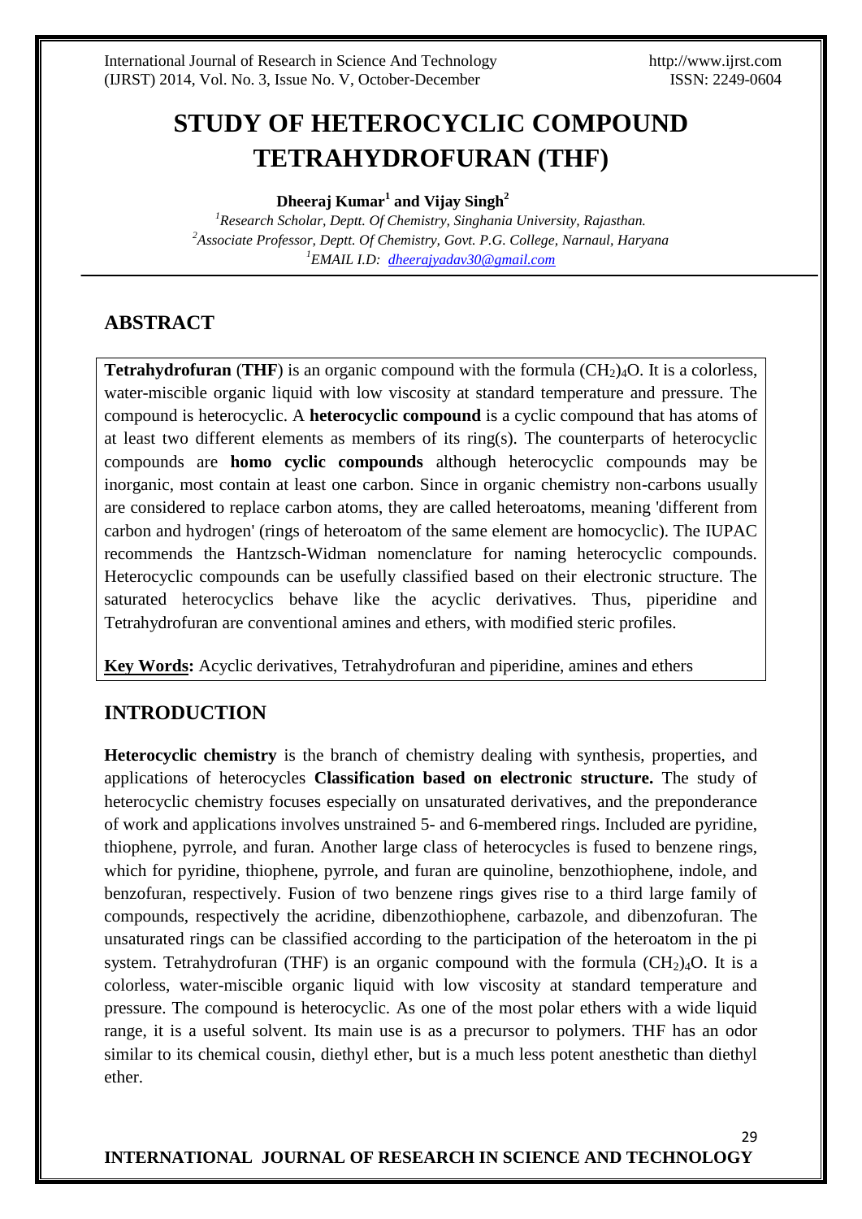# STUDY OF HETEROCYCLIC COMPOUND TETRAHYDROFURAN (THF)

**Dheeraj Kumar[1] and Vijay Singh[2]**

[1]*Research Scholar, Deptt. Of Chemistry, Singhania University, Rajasthan.*
[2]*Associate Professor, Deptt. Of Chemistry, Govt. P.G. College, Narnaul, Haryana*
[1]*EMAIL I.D: dheerajyadav30@gmail.com*

## ABSTRACT

**Tetrahydrofuran** (**THF**) is an organic compound with the formula $(CH_2)_4O$. It is a colorless, water-miscible organic liquid with low viscosity at standard temperature and pressure. The compound is heterocyclic. A **heterocyclic compound** is a cyclic compound that has atoms of at least two different elements as members of its ring(s). The counterparts of heterocyclic compounds are **homo cyclic compounds** although heterocyclic compounds may be inorganic, most contain at least one carbon. Since in organic chemistry non-carbons usually are considered to replace carbon atoms, they are called heteroatoms, meaning 'different from carbon and hydrogen' (rings of heteroatom of the same element are homocyclic). The IUPAC recommends the Hantzsch-Widman nomenclature for naming heterocyclic compounds. Heterocyclic compounds can be usefully classified based on their electronic structure. The saturated heterocyclics behave like the acyclic derivatives. Thus, piperidine and Tetrahydrofuran are conventional amines and ethers, with modified steric profiles.

**Key Words:** Acyclic derivatives, Tetrahydrofuran and piperidine, amines and ethers

## INTRODUCTION

**Heterocyclic chemistry** is the branch of chemistry dealing with synthesis, properties, and applications of heterocycles **Classification based on electronic structure.** The study of heterocyclic chemistry focuses especially on unsaturated derivatives, and the preponderance of work and applications involves unstrained 5- and 6-membered rings. Included are pyridine, thiophene, pyrrole, and furan. Another large class of heterocycles is fused to benzene rings, which for pyridine, thiophene, pyrrole, and furan are quinoline, benzothiophene, indole, and benzofuran, respectively. Fusion of two benzene rings gives rise to a third large family of compounds, respectively the acridine, dibenzothiophene, carbazole, and dibenzofuran. The unsaturated rings can be classified according to the participation of the heteroatom in the pi system. Tetrahydrofuran (THF) is an organic compound with the formula $(CH_2)_4O$. It is a colorless, water-miscible organic liquid with low viscosity at standard temperature and pressure. The compound is heterocyclic. As one of the most polar ethers with a wide liquid range, it is a useful solvent. Its main use is as a precursor to polymers. THF has an odor similar to its chemical cousin, diethyl ether, but is a much less potent anesthetic than diethyl ether.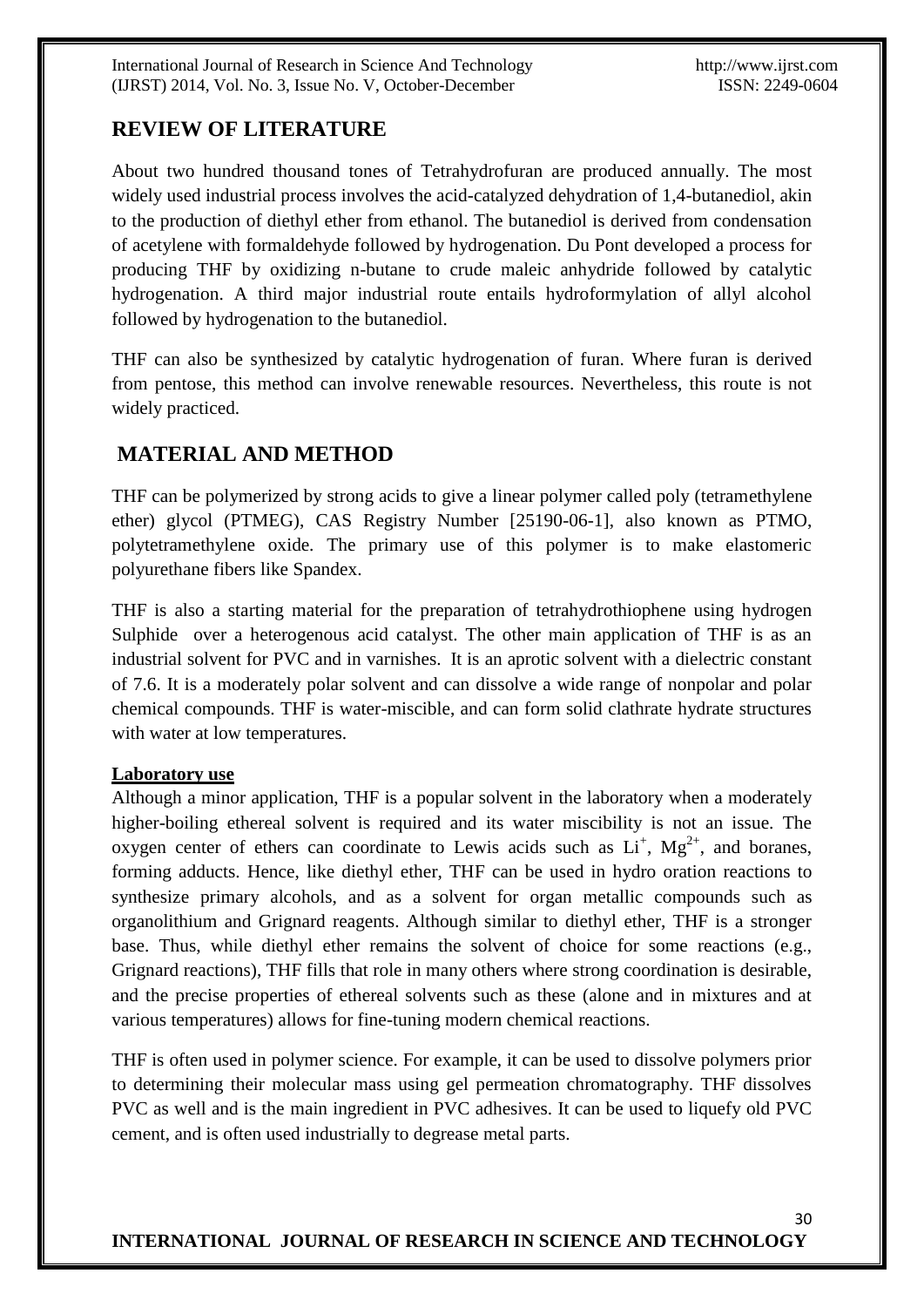## REVIEW OF LITERATURE

About two hundred thousand tones of Tetrahydrofuran are produced annually. The most widely used industrial process involves the acid-catalyzed dehydration of 1,4-butanediol, akin to the production of diethyl ether from ethanol. The butanediol is derived from condensation of acetylene with formaldehyde followed by hydrogenation. Du Pont developed a process for producing THF by oxidizing n-butane to crude maleic anhydride followed by catalytic hydrogenation. A third major industrial route entails hydroformylation of allyl alcohol followed by hydrogenation to the butanediol.

THF can also be synthesized by catalytic hydrogenation of furan. Where furan is derived from pentose, this method can involve renewable resources. Nevertheless, this route is not widely practiced.

## MATERIAL AND METHOD

THF can be polymerized by strong acids to give a linear polymer called poly (tetramethylene ether) glycol (PTMEG), CAS Registry Number [25190-06-1], also known as PTMO, polytetramethylene oxide. The primary use of this polymer is to make elastomeric polyurethane fibers like Spandex.

THF is also a starting material for the preparation of tetrahydrothiophene using hydrogen Sulphide over a heterogenous acid catalyst. The other main application of THF is as an industrial solvent for PVC and in varnishes. It is an aprotic solvent with a dielectric constant of 7.6. It is a moderately polar solvent and can dissolve a wide range of nonpolar and polar chemical compounds. THF is water-miscible, and can form solid clathrate hydrate structures with water at low temperatures.

**Laboratory use**

Although a minor application, THF is a popular solvent in the laboratory when a moderately higher-boiling ethereal solvent is required and its water miscibility is not an issue. The oxygen center of ethers can coordinate to Lewis acids such as $Li^+$, $Mg^{2+}$, and boranes, forming adducts. Hence, like diethyl ether, THF can be used in hydro oration reactions to synthesize primary alcohols, and as a solvent for organ metallic compounds such as organolithium and Grignard reagents. Although similar to diethyl ether, THF is a stronger base. Thus, while diethyl ether remains the solvent of choice for some reactions (e.g., Grignard reactions), THF fills that role in many others where strong coordination is desirable, and the precise properties of ethereal solvents such as these (alone and in mixtures and at various temperatures) allows for fine-tuning modern chemical reactions.

THF is often used in polymer science. For example, it can be used to dissolve polymers prior to determining their molecular mass using gel permeation chromatography. THF dissolves PVC as well and is the main ingredient in PVC adhesives. It can be used to liquefy old PVC cement, and is often used industrially to degrease metal parts.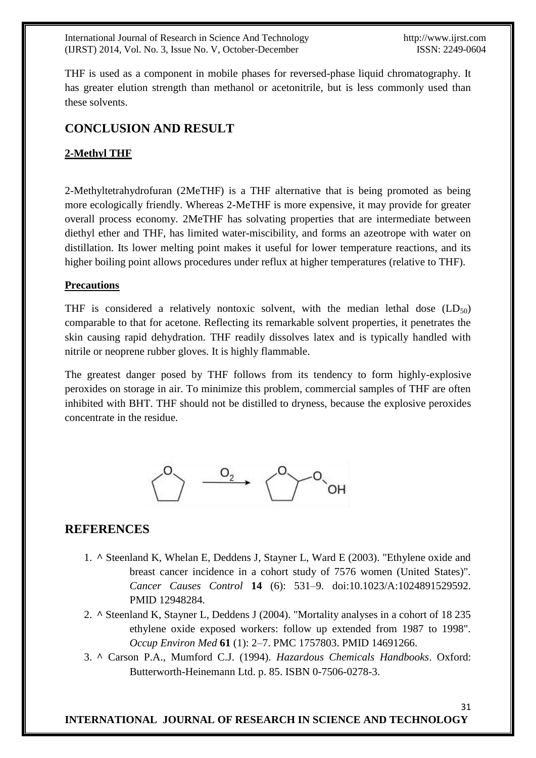THF is used as a component in mobile phases for reversed-phase liquid chromatography. It has greater elution strength than methanol or acetonitrile, but is less commonly used than these solvents.

## CONCLUSION AND RESULT

### 2-Methyl THF

2-Methyltetrahydrofuran (2MeTHF) is a THF alternative that is being promoted as being more ecologically friendly. Whereas 2-MeTHF is more expensive, it may provide for greater overall process economy. 2MeTHF has solvating properties that are intermediate between diethyl ether and THF, has limited water-miscibility, and forms an azeotrope with water on distillation. Its lower melting point makes it useful for lower temperature reactions, and its higher boiling point allows procedures under reflux at higher temperatures (relative to THF).

### Precautions

THF is considered a relatively nontoxic solvent, with the median lethal dose ($LD_{50}$) comparable to that for acetone. Reflecting its remarkable solvent properties, it penetrates the skin causing rapid dehydration. THF readily dissolves latex and is typically handled with nitrile or neoprene rubber gloves. It is highly flammable.

The greatest danger posed by THF follows from its tendency to form highly-explosive peroxides on storage in air. To minimize this problem, commercial samples of THF are often inhibited with BHT. THF should not be distilled to dryness, because the explosive peroxides concentrate in the residue.

$O_2$

O

OH

## REFERENCES

1. ^ Steenland K, Whelan E, Deddens J, Stayner L, Ward E (2003). "Ethylene oxide and breast cancer incidence in a cohort study of 7576 women (United States)". *Cancer Causes Control* **14** (6): 531–9. doi:10.1023/A:1024891529592. PMID 12948284.
2. ^ Steenland K, Stayner L, Deddens J (2004). "Mortality analyses in a cohort of 18 235 ethylene oxide exposed workers: follow up extended from 1987 to 1998". *Occup Environ Med* **61** (1): 2–7. PMC 1757803. PMID 14691266.
3. ^ Carson P.A., Mumford C.J. (1994). *Hazardous Chemicals Handbooks*. Oxford: Butterworth-Heinemann Ltd. p. 85. ISBN 0-7506-0278-3.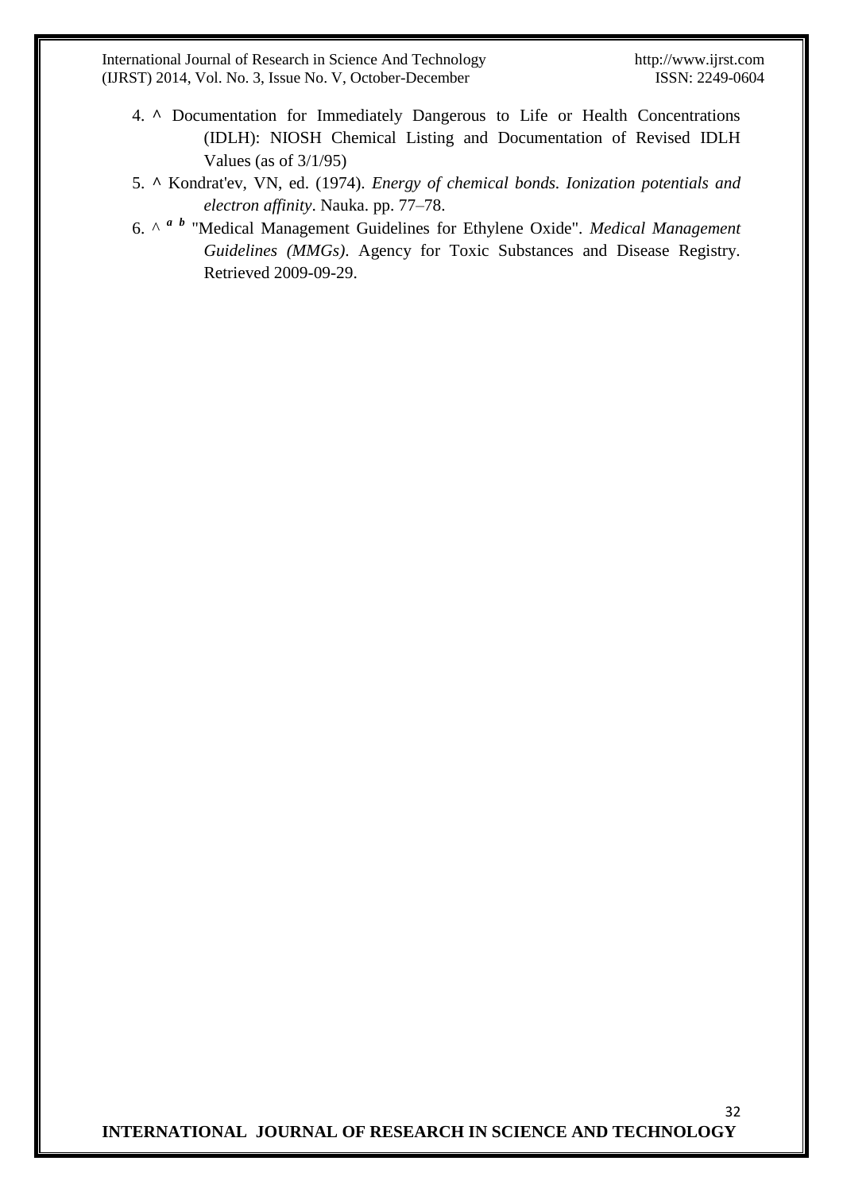4. ^ Documentation for Immediately Dangerous to Life or Health Concentrations (IDLH): NIOSH Chemical Listing and Documentation of Revised IDLH Values (as of 3/1/95)
5. ^ Kondrat'ev, VN, ed. (1974). *Energy of chemical bonds. Ionization potentials and electron affinity*. Nauka. pp. 77–78.
6. ^ ***a b*** "Medical Management Guidelines for Ethylene Oxide". *Medical Management Guidelines (MMGs)*. Agency for Toxic Substances and Disease Registry. Retrieved 2009-09-29.